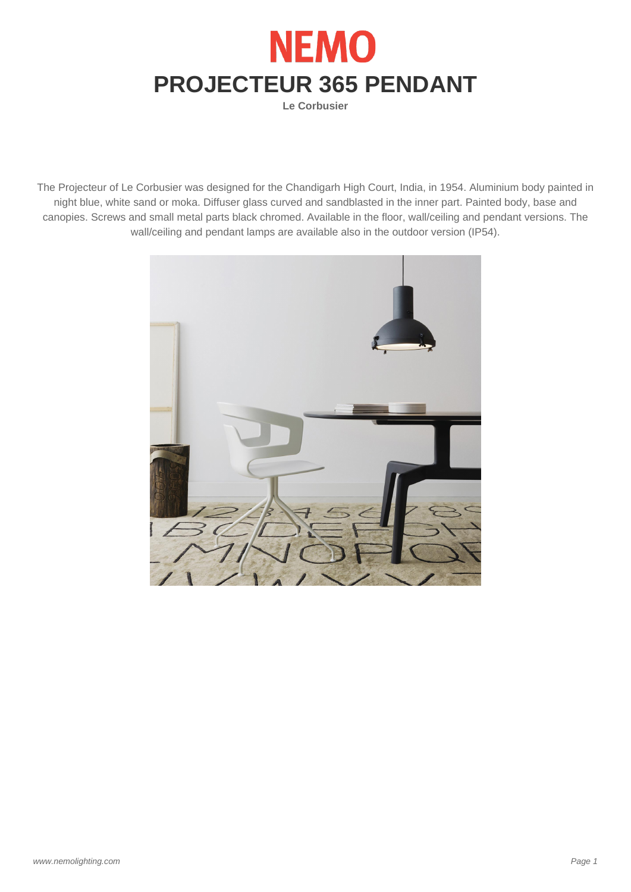# NEMO

# PROJECTEUR 365 PENDANT

**Le Corbusier**

The Projecteur of Le Corbusier was designed for the Chandigarh High Court, India, in 1954. Aluminium body painted in night blue, white sand or moka. Diffuser glass curved and sandblasted in the inner part. Painted body, base and canopies. Screws and small metal parts black chromed. Available in the floor, wall/ceiling and pendant versions. The wall/ceiling and pendant lamps are available also in the outdoor version (IP54).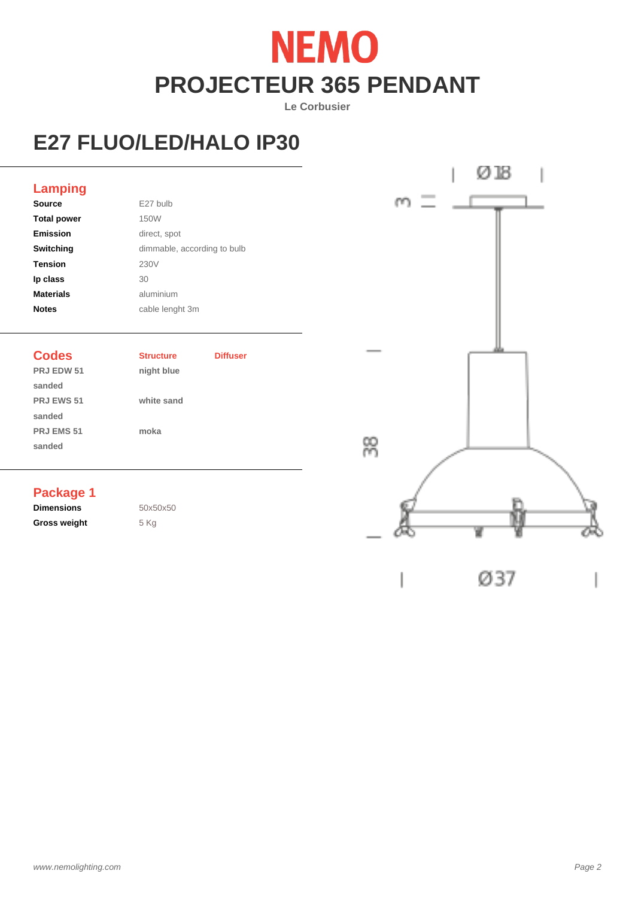# NEMO

## PROJECTEUR 365 PENDANT

Le Corbusier

## E27 FLUO/LED/HALO IP30

### Lamping

| | |
|---|---|
| **Source** | E27 bulb |
| **Total power** | 150W |
| **Emission** | direct, spot |
| **Switching** | dimmable, according to bulb |
| **Tension** | 230V |
| **Ip class** | 30 |
| **Materials** | aluminium |
| **Notes** | cable lenght 3m |

### Codes

| Codes | Structure | Diffuser |
|---|---|---|
| PRJ EDW 51 sanded | night blue | |
| PRJ EWS 51 sanded | white sand | |
| PRJ EMS 51 sanded | moka | |

### Package 1

| | |
|---|---|
| **Dimensions** | 50x50x50 |
| **Gross weight** | 5 Kg |

Ø18

3

38

Ø37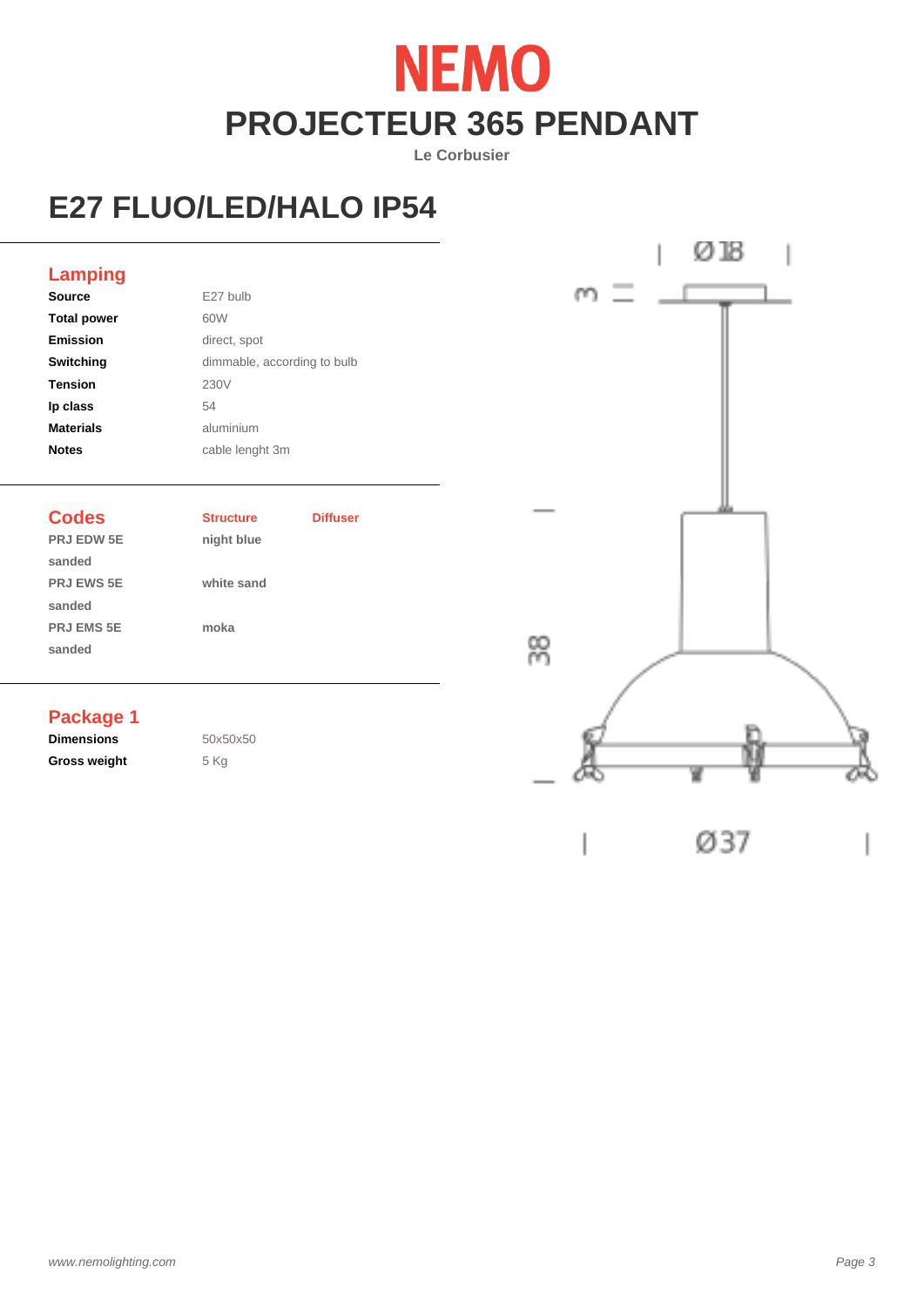# NEMO

# PROJECTEUR 365 PENDANT

Le Corbusier

## E27 FLUO/LED/HALO IP54

### Lamping

| | |
|---|---|
| **Source** | E27 bulb |
| **Total power** | 60W |
| **Emission** | direct, spot |
| **Switching** | dimmable, according to bulb |
| **Tension** | 230V |
| **Ip class** | 54 |
| **Materials** | aluminium |
| **Notes** | cable lenght 3m |

### Codes

| | Structure | Diffuser |
|---|---|---|
| PRJ EDW 5E sanded | night blue | |
| PRJ EWS 5E sanded | white sand | |
| PRJ EMS 5E sanded | moka | |

### Package 1

| | |
|---|---|
| **Dimensions** | 50x50x50 |
| **Gross weight** | 5 Kg |

Ø18

3

38

Ø37

www.nemolighting.com